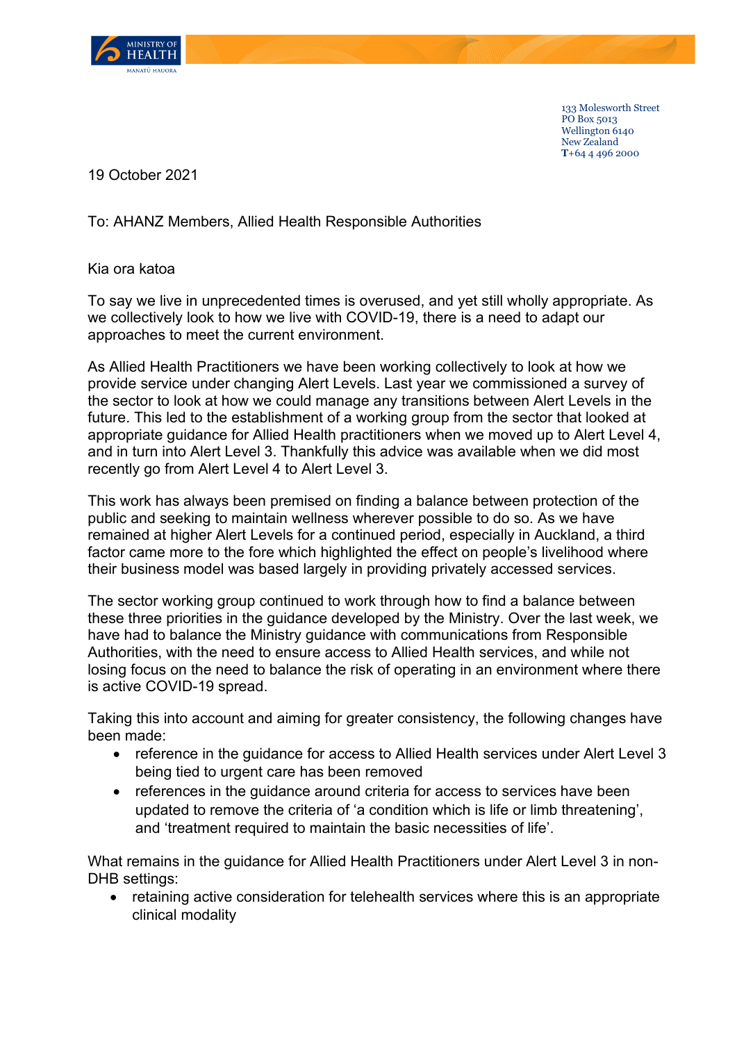133 Molesworth Street
PO Box 5013
Wellington 6140
New Zealand
T+64 4 496 2000

19 October 2021

To: AHANZ Members, Allied Health Responsible Authorities

Kia ora katoa

To say we live in unprecedented times is overused, and yet still wholly appropriate. As we collectively look to how we live with COVID-19, there is a need to adapt our approaches to meet the current environment.

As Allied Health Practitioners we have been working collectively to look at how we provide service under changing Alert Levels. Last year we commissioned a survey of the sector to look at how we could manage any transitions between Alert Levels in the future. This led to the establishment of a working group from the sector that looked at appropriate guidance for Allied Health practitioners when we moved up to Alert Level 4, and in turn into Alert Level 3. Thankfully this advice was available when we did most recently go from Alert Level 4 to Alert Level 3.

This work has always been premised on finding a balance between protection of the public and seeking to maintain wellness wherever possible to do so. As we have remained at higher Alert Levels for a continued period, especially in Auckland, a third factor came more to the fore which highlighted the effect on people's livelihood where their business model was based largely in providing privately accessed services.

The sector working group continued to work through how to find a balance between these three priorities in the guidance developed by the Ministry. Over the last week, we have had to balance the Ministry guidance with communications from Responsible Authorities, with the need to ensure access to Allied Health services, and while not losing focus on the need to balance the risk of operating in an environment where there is active COVID-19 spread.

Taking this into account and aiming for greater consistency, the following changes have been made:

- reference in the guidance for access to Allied Health services under Alert Level 3 being tied to urgent care has been removed
- references in the guidance around criteria for access to services have been updated to remove the criteria of 'a condition which is life or limb threatening', and 'treatment required to maintain the basic necessities of life'.

What remains in the guidance for Allied Health Practitioners under Alert Level 3 in non-DHB settings:

- retaining active consideration for telehealth services where this is an appropriate clinical modality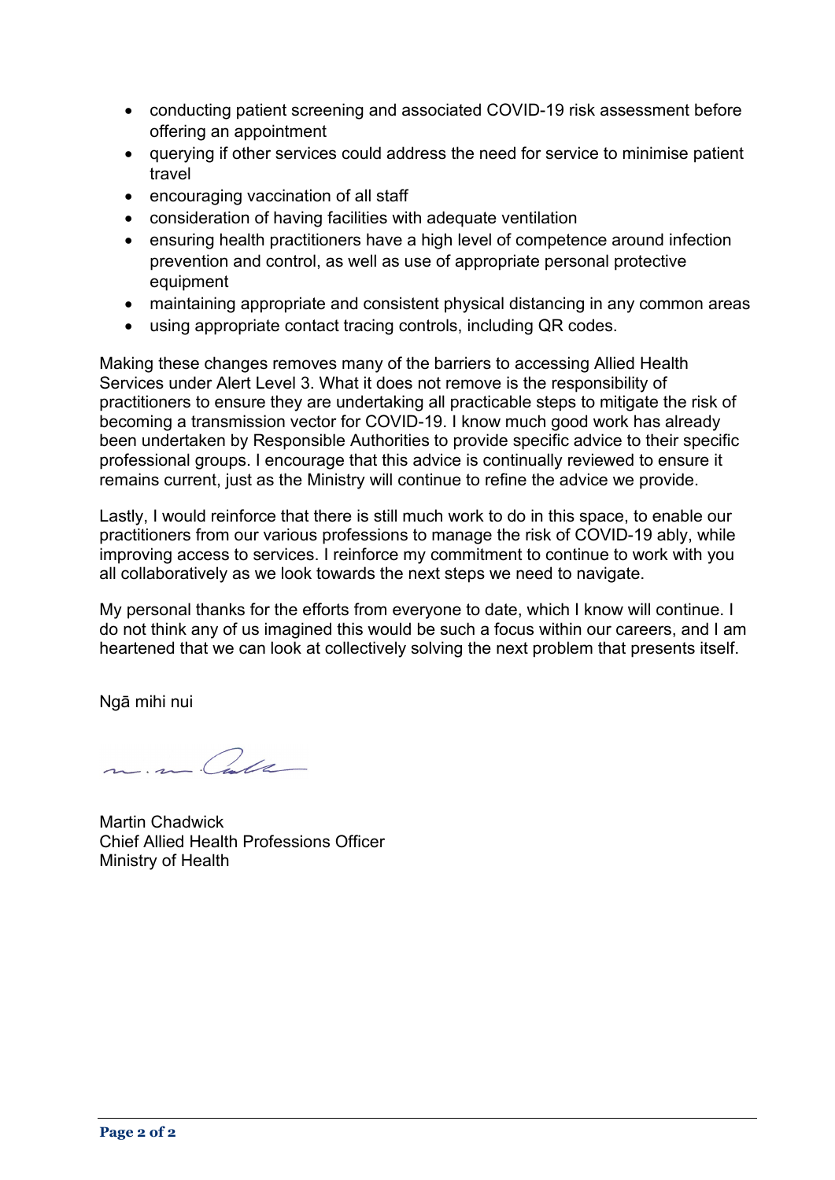- conducting patient screening and associated COVID-19 risk assessment before offering an appointment
- querying if other services could address the need for service to minimise patient travel
- encouraging vaccination of all staff
- consideration of having facilities with adequate ventilation
- ensuring health practitioners have a high level of competence around infection prevention and control, as well as use of appropriate personal protective equipment
- maintaining appropriate and consistent physical distancing in any common areas
- using appropriate contact tracing controls, including QR codes.

Making these changes removes many of the barriers to accessing Allied Health Services under Alert Level 3. What it does not remove is the responsibility of practitioners to ensure they are undertaking all practicable steps to mitigate the risk of becoming a transmission vector for COVID-19. I know much good work has already been undertaken by Responsible Authorities to provide specific advice to their specific professional groups. I encourage that this advice is continually reviewed to ensure it remains current, just as the Ministry will continue to refine the advice we provide.

Lastly, I would reinforce that there is still much work to do in this space, to enable our practitioners from our various professions to manage the risk of COVID-19 ably, while improving access to services. I reinforce my commitment to continue to work with you all collaboratively as we look towards the next steps we need to navigate.

My personal thanks for the efforts from everyone to date, which I know will continue. I do not think any of us imagined this would be such a focus within our careers, and I am heartened that we can look at collectively solving the next problem that presents itself.

Ngā mihi nui

Martin Chadwick
Chief Allied Health Professions Officer
Ministry of Health